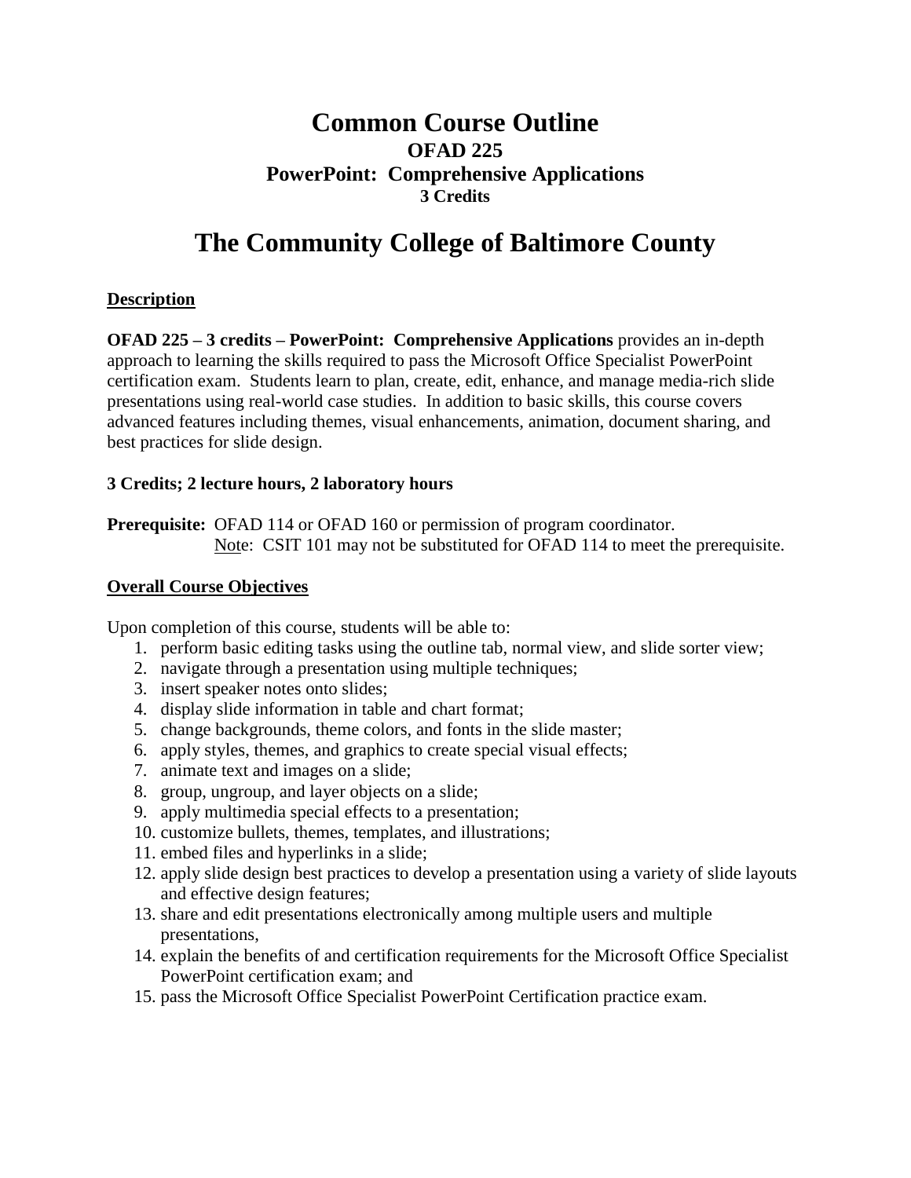# Common Course Outline

## OFAD 225

## PowerPoint: Comprehensive Applications

### 3 Credits

# The Community College of Baltimore County

## Description

**OFAD 225 – 3 credits – PowerPoint: Comprehensive Applications** provides an in-depth approach to learning the skills required to pass the Microsoft Office Specialist PowerPoint certification exam. Students learn to plan, create, edit, enhance, and manage media-rich slide presentations using real-world case studies. In addition to basic skills, this course covers advanced features including themes, visual enhancements, animation, document sharing, and best practices for slide design.

**3 Credits; 2 lecture hours, 2 laboratory hours**

**Prerequisite:** OFAD 114 or OFAD 160 or permission of program coordinator.
Note: CSIT 101 may not be substituted for OFAD 114 to meet the prerequisite.

## Overall Course Objectives

Upon completion of this course, students will be able to:

1. perform basic editing tasks using the outline tab, normal view, and slide sorter view;
2. navigate through a presentation using multiple techniques;
3. insert speaker notes onto slides;
4. display slide information in table and chart format;
5. change backgrounds, theme colors, and fonts in the slide master;
6. apply styles, themes, and graphics to create special visual effects;
7. animate text and images on a slide;
8. group, ungroup, and layer objects on a slide;
9. apply multimedia special effects to a presentation;
10. customize bullets, themes, templates, and illustrations;
11. embed files and hyperlinks in a slide;
12. apply slide design best practices to develop a presentation using a variety of slide layouts and effective design features;
13. share and edit presentations electronically among multiple users and multiple presentations,
14. explain the benefits of and certification requirements for the Microsoft Office Specialist PowerPoint certification exam; and
15. pass the Microsoft Office Specialist PowerPoint Certification practice exam.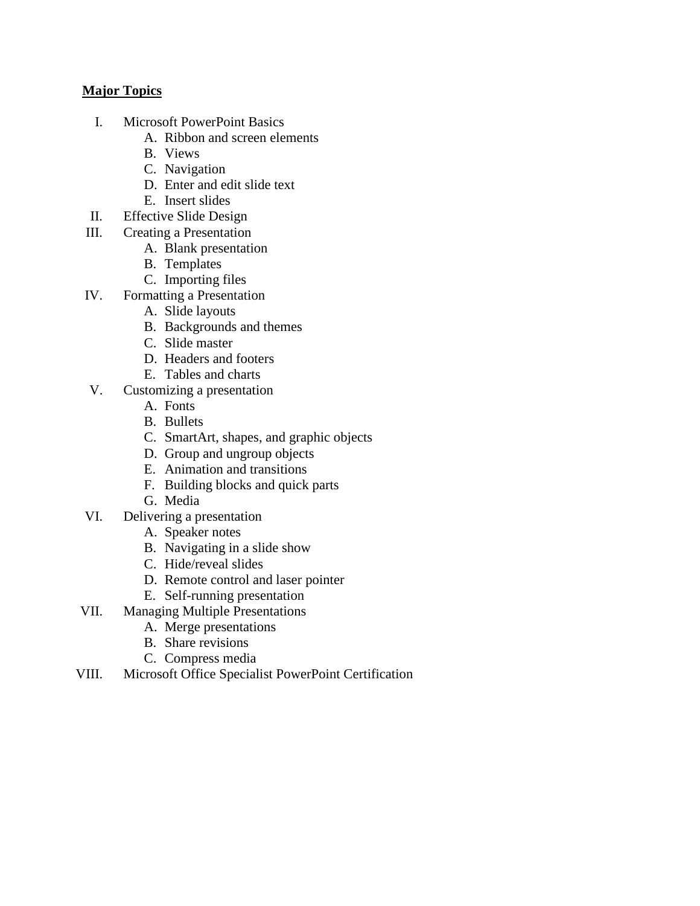**Major Topics**

I. Microsoft PowerPoint Basics
   A. Ribbon and screen elements
   B. Views
   C. Navigation
   D. Enter and edit slide text
   E. Insert slides

II. Effective Slide Design

III. Creating a Presentation
   A. Blank presentation
   B. Templates
   C. Importing files

IV. Formatting a Presentation
   A. Slide layouts
   B. Backgrounds and themes
   C. Slide master
   D. Headers and footers
   E. Tables and charts

V. Customizing a presentation
   A. Fonts
   B. Bullets
   C. SmartArt, shapes, and graphic objects
   D. Group and ungroup objects
   E. Animation and transitions
   F. Building blocks and quick parts
   G. Media

VI. Delivering a presentation
   A. Speaker notes
   B. Navigating in a slide show
   C. Hide/reveal slides
   D. Remote control and laser pointer
   E. Self-running presentation

VII. Managing Multiple Presentations
   A. Merge presentations
   B. Share revisions
   C. Compress media

VIII. Microsoft Office Specialist PowerPoint Certification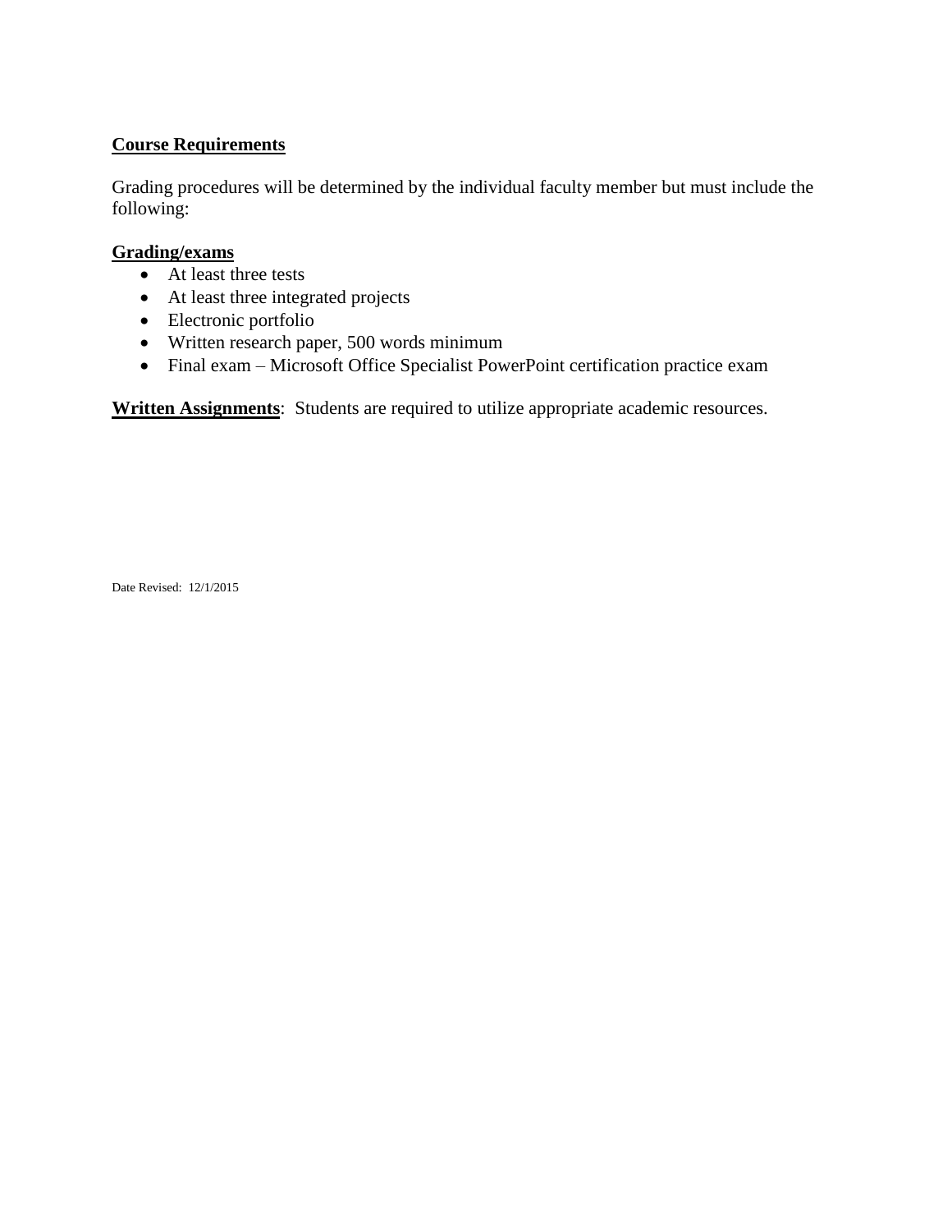**Course Requirements**

Grading procedures will be determined by the individual faculty member but must include the following:

**Grading/exams**

- At least three tests
- At least three integrated projects
- Electronic portfolio
- Written research paper, 500 words minimum
- Final exam – Microsoft Office Specialist PowerPoint certification practice exam

**Written Assignments**: Students are required to utilize appropriate academic resources.

Date Revised: 12/1/2015